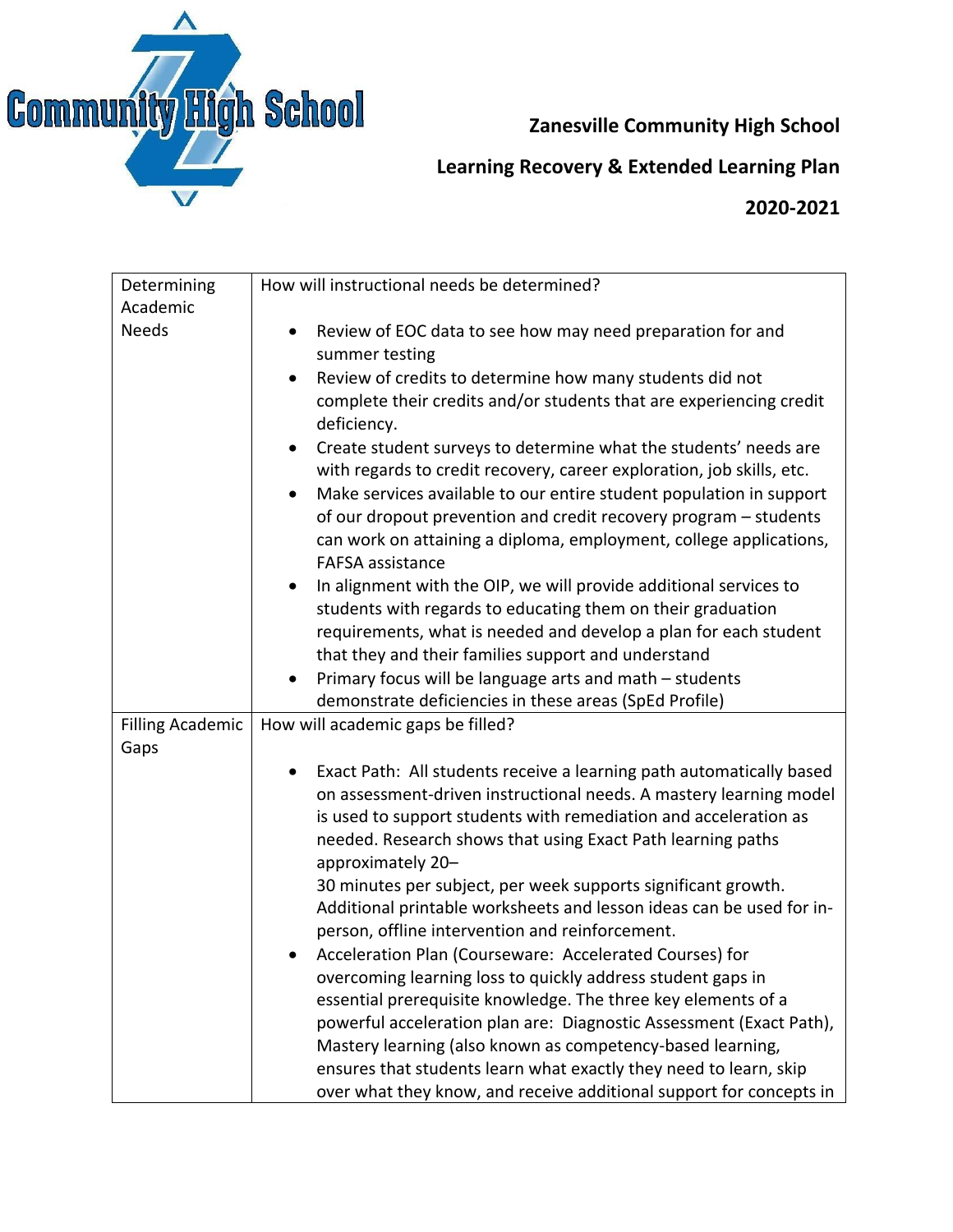**Zanesville Community High School**

**Learning Recovery & Extended Learning Plan**

**2020-2021**

| | |
|---|---|
| Determining Academic Needs | How will instructional needs be determined?<br><br>• Review of EOC data to see how may need preparation for and summer testing<br>• Review of credits to determine how many students did not complete their credits and/or students that are experiencing credit deficiency.<br>• Create student surveys to determine what the students' needs are with regards to credit recovery, career exploration, job skills, etc.<br>• Make services available to our entire student population in support of our dropout prevention and credit recovery program – students can work on attaining a diploma, employment, college applications, FAFSA assistance<br>• In alignment with the OIP, we will provide additional services to students with regards to educating them on their graduation requirements, what is needed and develop a plan for each student that they and their families support and understand<br>• Primary focus will be language arts and math – students demonstrate deficiencies in these areas (SpEd Profile) |
| Filling Academic Gaps | How will academic gaps be filled?<br><br>• Exact Path: All students receive a learning path automatically based on assessment-driven instructional needs. A mastery learning model is used to support students with remediation and acceleration as needed. Research shows that using Exact Path learning paths approximately 20–<br>30 minutes per subject, per week supports significant growth. Additional printable worksheets and lesson ideas can be used for in-person, offline intervention and reinforcement.<br>• Acceleration Plan (Courseware: Accelerated Courses) for overcoming learning loss to quickly address student gaps in essential prerequisite knowledge. The three key elements of a powerful acceleration plan are: Diagnostic Assessment (Exact Path), Mastery learning (also known as competency-based learning, ensures that students learn what exactly they need to learn, skip over what they know, and receive additional support for concepts in |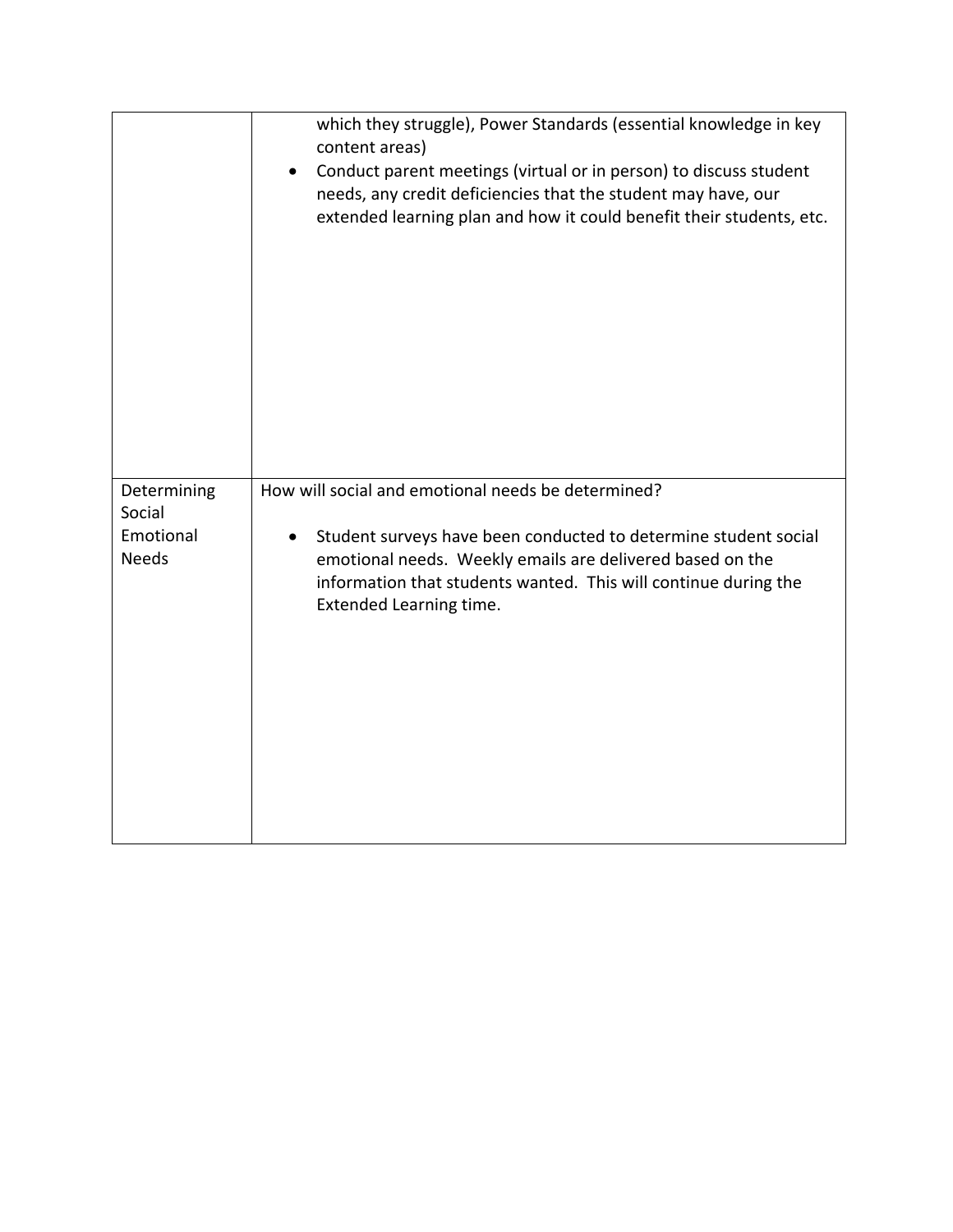| | |
|---|---|
| | which they struggle), Power Standards (essential knowledge in key content areas)<br>• Conduct parent meetings (virtual or in person) to discuss student needs, any credit deficiencies that the student may have, our extended learning plan and how it could benefit their students, etc. |
| Determining Social Emotional Needs | How will social and emotional needs be determined?<br><br>• Student surveys have been conducted to determine student social emotional needs. Weekly emails are delivered based on the information that students wanted. This will continue during the Extended Learning time. |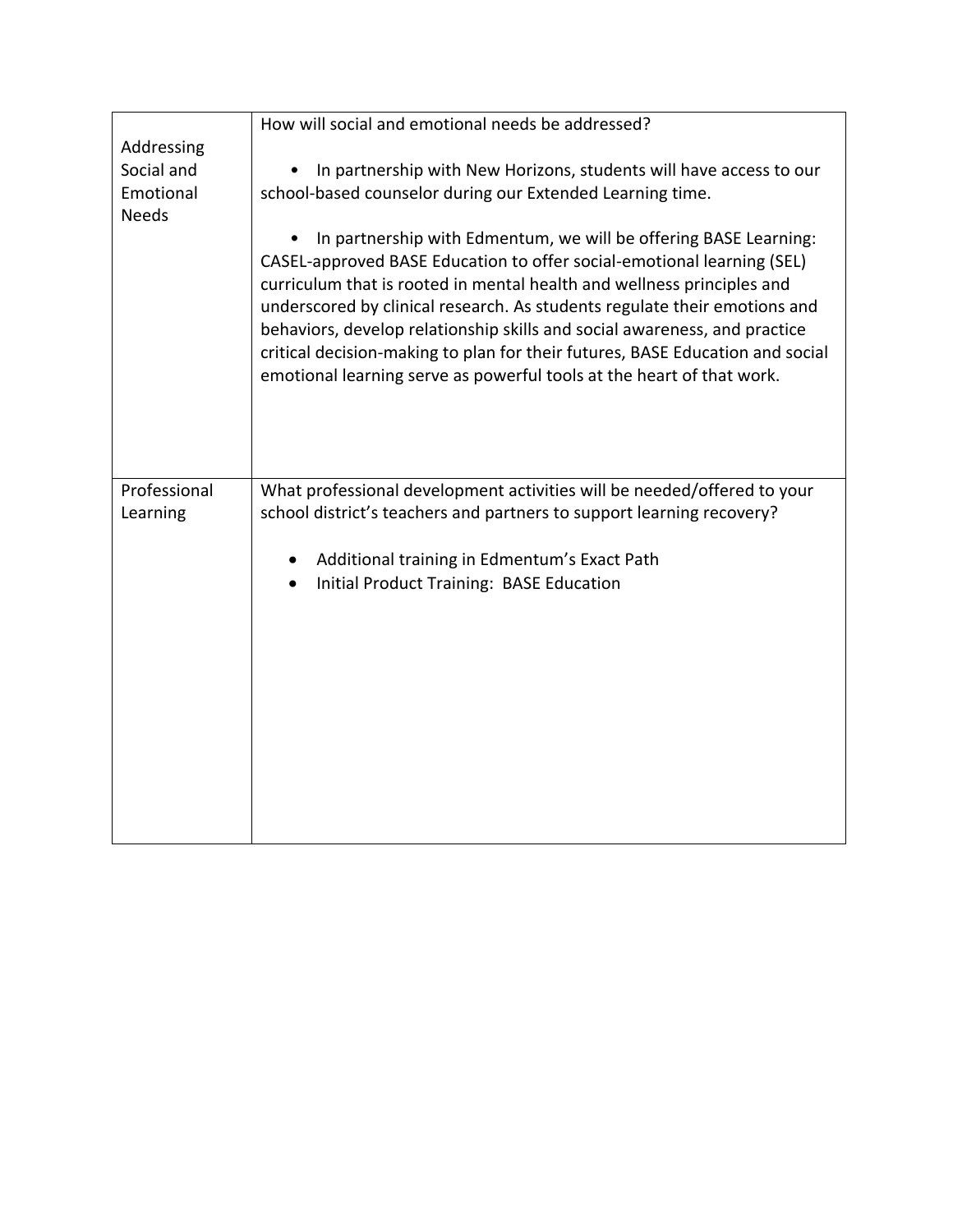| | |
|---|---|
| Addressing Social and Emotional Needs | How will social and emotional needs be addressed?<br><br>• In partnership with New Horizons, students will have access to our school-based counselor during our Extended Learning time.<br><br>• In partnership with Edmentum, we will be offering BASE Learning: CASEL-approved BASE Education to offer social-emotional learning (SEL) curriculum that is rooted in mental health and wellness principles and underscored by clinical research. As students regulate their emotions and behaviors, develop relationship skills and social awareness, and practice critical decision-making to plan for their futures, BASE Education and social emotional learning serve as powerful tools at the heart of that work. |
| Professional Learning | What professional development activities will be needed/offered to your school district's teachers and partners to support learning recovery?<br><br>• Additional training in Edmentum's Exact Path<br>• Initial Product Training: BASE Education |